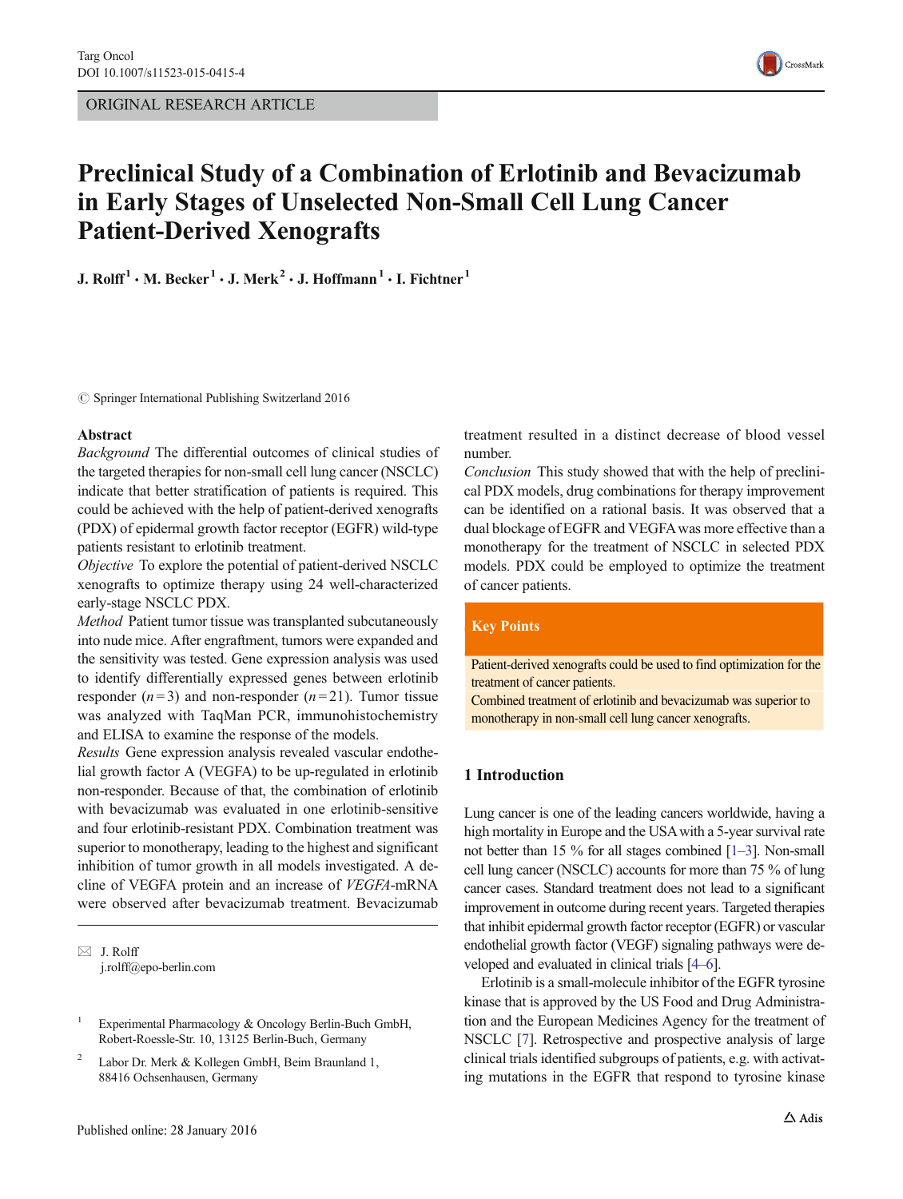ORIGINAL RESEARCH ARTICLE

# Preclinical Study of a Combination of Erlotinib and Bevacizumab in Early Stages of Unselected Non-Small Cell Lung Cancer Patient-Derived Xenografts

J. Rolff[1] · M. Becker[1] · J. Merk[2] · J. Hoffmann[1] · I. Fichtner[1]

© Springer International Publishing Switzerland 2016

## Abstract

*Background* The differential outcomes of clinical studies of the targeted therapies for non-small cell lung cancer (NSCLC) indicate that better stratification of patients is required. This could be achieved with the help of patient-derived xenografts (PDX) of epidermal growth factor receptor (EGFR) wild-type patients resistant to erlotinib treatment.

*Objective* To explore the potential of patient-derived NSCLC xenografts to optimize therapy using 24 well-characterized early-stage NSCLC PDX.

*Method* Patient tumor tissue was transplanted subcutaneously into nude mice. After engraftment, tumors were expanded and the sensitivity was tested. Gene expression analysis was used to identify differentially expressed genes between erlotinib responder ($n = 3$) and non-responder ($n = 21$). Tumor tissue was analyzed with TaqMan PCR, immunohistochemistry and ELISA to examine the response of the models.

*Results* Gene expression analysis revealed vascular endothelial growth factor A (VEGFA) to be up-regulated in erlotinib non-responder. Because of that, the combination of erlotinib with bevacizumab was evaluated in one erlotinib-sensitive and four erlotinib-resistant PDX. Combination treatment was superior to monotherapy, leading to the highest and significant inhibition of tumor growth in all models investigated. A decline of VEGFA protein and an increase of *VEGFA*-mRNA were observed after bevacizumab treatment. Bevacizumab treatment resulted in a distinct decrease of blood vessel number.

*Conclusion* This study showed that with the help of preclinical PDX models, drug combinations for therapy improvement can be identified on a rational basis. It was observed that a dual blockage of EGFR and VEGFA was more effective than a monotherapy for the treatment of NSCLC in selected PDX models. PDX could be employed to optimize the treatment of cancer patients.

**Key Points**

Patient-derived xenografts could be used to find optimization for the treatment of cancer patients.

Combined treatment of erlotinib and bevacizumab was superior to monotherapy in non-small cell lung cancer xenografts.

✉ J. Rolff
j.rolff@epo-berlin.com

[1] Experimental Pharmacology & Oncology Berlin-Buch GmbH, Robert-Roessle-Str. 10, 13125 Berlin-Buch, Germany

[2] Labor Dr. Merk & Kollegen GmbH, Beim Braunland 1, 88416 Ochsenhausen, Germany

Published online: 28 January 2016

## 1 Introduction

Lung cancer is one of the leading cancers worldwide, having a high mortality in Europe and the USA with a 5-year survival rate not better than 15 % for all stages combined [1–3]. Non-small cell lung cancer (NSCLC) accounts for more than 75 % of lung cancer cases. Standard treatment does not lead to a significant improvement in outcome during recent years. Targeted therapies that inhibit epidermal growth factor receptor (EGFR) or vascular endothelial growth factor (VEGF) signaling pathways were developed and evaluated in clinical trials [4–6].

Erlotinib is a small-molecule inhibitor of the EGFR tyrosine kinase that is approved by the US Food and Drug Administration and the European Medicines Agency for the treatment of NSCLC [7]. Retrospective and prospective analysis of large clinical trials identified subgroups of patients, e.g. with activating mutations in the EGFR that respond to tyrosine kinase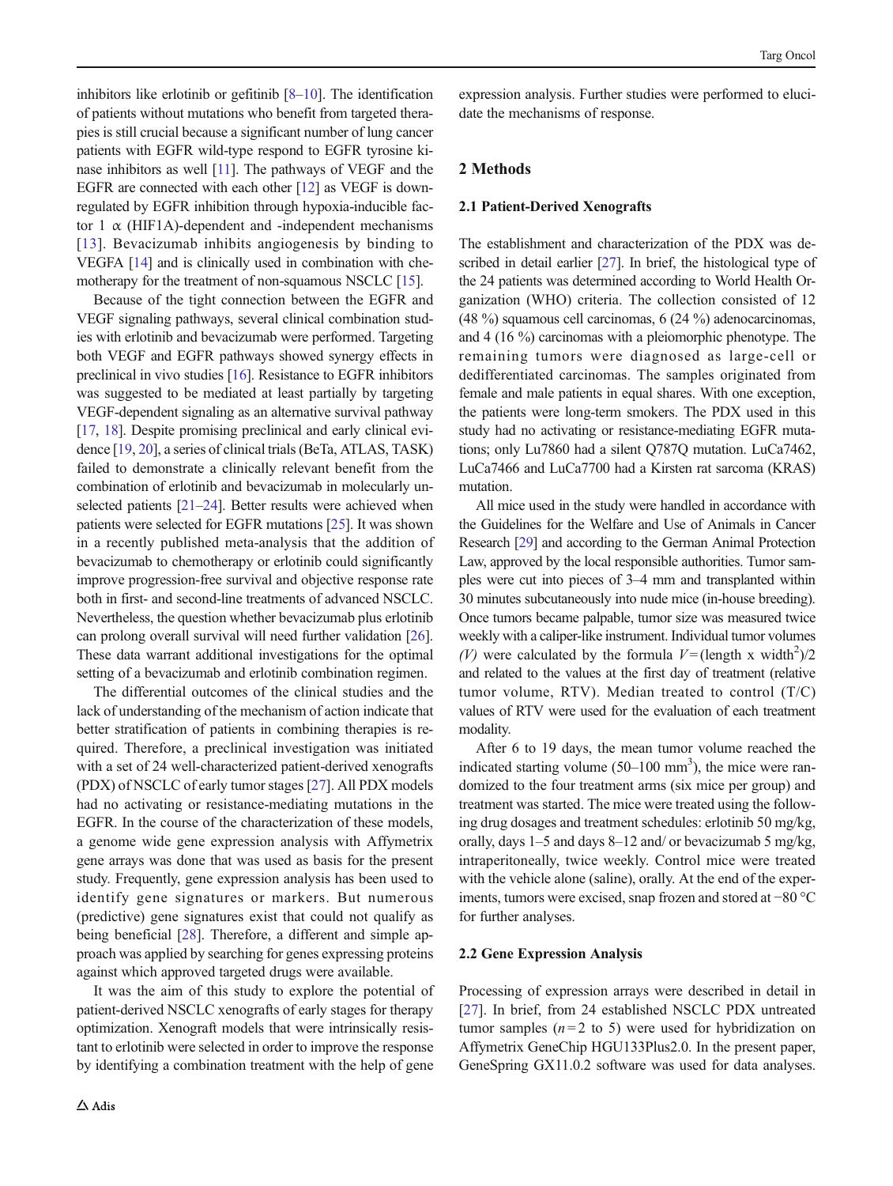inhibitors like erlotinib or gefitinib [8–10]. The identification of patients without mutations who benefit from targeted therapies is still crucial because a significant number of lung cancer patients with EGFR wild-type respond to EGFR tyrosine kinase inhibitors as well [11]. The pathways of VEGF and the EGFR are connected with each other [12] as VEGF is downregulated by EGFR inhibition through hypoxia-inducible factor 1 α (HIF1A)-dependent and -independent mechanisms [13]. Bevacizumab inhibits angiogenesis by binding to VEGFA [14] and is clinically used in combination with chemotherapy for the treatment of non-squamous NSCLC [15].

Because of the tight connection between the EGFR and VEGF signaling pathways, several clinical combination studies with erlotinib and bevacizumab were performed. Targeting both VEGF and EGFR pathways showed synergy effects in preclinical in vivo studies [16]. Resistance to EGFR inhibitors was suggested to be mediated at least partially by targeting VEGF-dependent signaling as an alternative survival pathway [17, 18]. Despite promising preclinical and early clinical evidence [19, 20], a series of clinical trials (BeTa, ATLAS, TASK) failed to demonstrate a clinically relevant benefit from the combination of erlotinib and bevacizumab in molecularly unselected patients [21–24]. Better results were achieved when patients were selected for EGFR mutations [25]. It was shown in a recently published meta-analysis that the addition of bevacizumab to chemotherapy or erlotinib could significantly improve progression-free survival and objective response rate both in first- and second-line treatments of advanced NSCLC. Nevertheless, the question whether bevacizumab plus erlotinib can prolong overall survival will need further validation [26]. These data warrant additional investigations for the optimal setting of a bevacizumab and erlotinib combination regimen.

The differential outcomes of the clinical studies and the lack of understanding of the mechanism of action indicate that better stratification of patients in combining therapies is required. Therefore, a preclinical investigation was initiated with a set of 24 well-characterized patient-derived xenografts (PDX) of NSCLC of early tumor stages [27]. All PDX models had no activating or resistance-mediating mutations in the EGFR. In the course of the characterization of these models, a genome wide gene expression analysis with Affymetrix gene arrays was done that was used as basis for the present study. Frequently, gene expression analysis has been used to identify gene signatures or markers. But numerous (predictive) gene signatures exist that could not qualify as being beneficial [28]. Therefore, a different and simple approach was applied by searching for genes expressing proteins against which approved targeted drugs were available.

It was the aim of this study to explore the potential of patient-derived NSCLC xenografts of early stages for therapy optimization. Xenograft models that were intrinsically resistant to erlotinib were selected in order to improve the response by identifying a combination treatment with the help of gene expression analysis. Further studies were performed to elucidate the mechanisms of response.

## 2 Methods

### 2.1 Patient-Derived Xenografts

The establishment and characterization of the PDX was described in detail earlier [27]. In brief, the histological type of the 24 patients was determined according to World Health Organization (WHO) criteria. The collection consisted of 12 (48 %) squamous cell carcinomas, 6 (24 %) adenocarcinomas, and 4 (16 %) carcinomas with a pleiomorphic phenotype. The remaining tumors were diagnosed as large-cell or dedifferentiated carcinomas. The samples originated from female and male patients in equal shares. With one exception, the patients were long-term smokers. The PDX used in this study had no activating or resistance-mediating EGFR mutations; only Lu7860 had a silent Q787Q mutation. LuCa7462, LuCa7466 and LuCa7700 had a Kirsten rat sarcoma (KRAS) mutation.

All mice used in the study were handled in accordance with the Guidelines for the Welfare and Use of Animals in Cancer Research [29] and according to the German Animal Protection Law, approved by the local responsible authorities. Tumor samples were cut into pieces of 3–4 mm and transplanted within 30 minutes subcutaneously into nude mice (in-house breeding). Once tumors became palpable, tumor size was measured twice weekly with a caliper-like instrument. Individual tumor volumes *(V)* were calculated by the formula $V = (\text{length x width}^2)/2$ and related to the values at the first day of treatment (relative tumor volume, RTV). Median treated to control (T/C) values of RTV were used for the evaluation of each treatment modality.

After 6 to 19 days, the mean tumor volume reached the indicated starting volume (50–100 $mm^3$), the mice were randomized to the four treatment arms (six mice per group) and treatment was started. The mice were treated using the following drug dosages and treatment schedules: erlotinib 50 mg/kg, orally, days 1–5 and days 8–12 and/ or bevacizumab 5 mg/kg, intraperitoneally, twice weekly. Control mice were treated with the vehicle alone (saline), orally. At the end of the experiments, tumors were excised, snap frozen and stored at −80 °C for further analyses.

### 2.2 Gene Expression Analysis

Processing of expression arrays were described in detail in [27]. In brief, from 24 established NSCLC PDX untreated tumor samples ($n = 2$ to 5) were used for hybridization on Affymetrix GeneChip HGU133Plus2.0. In the present paper, GeneSpring GX11.0.2 software was used for data analyses.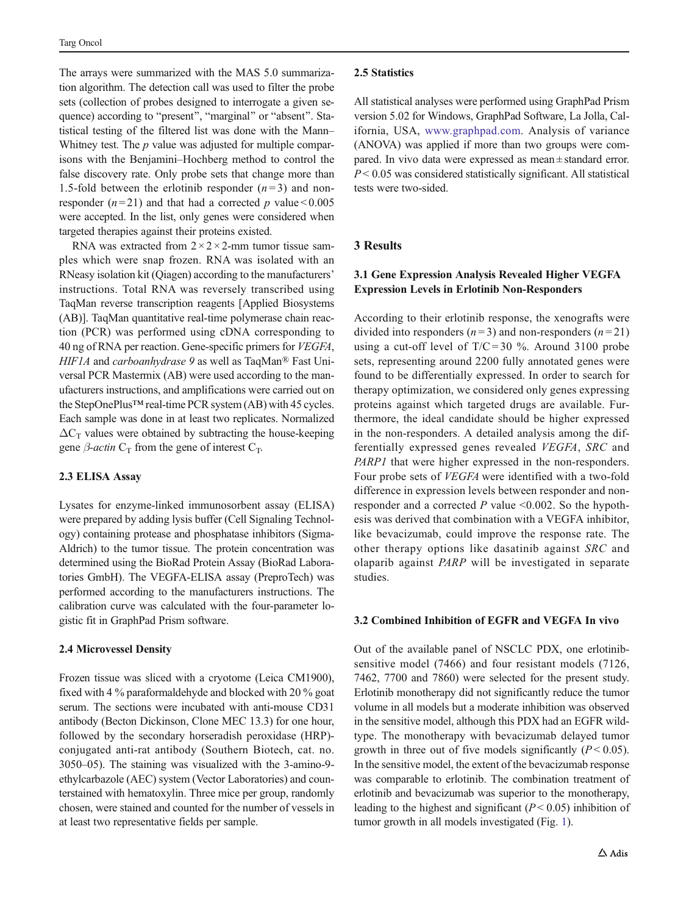The arrays were summarized with the MAS 5.0 summarization algorithm. The detection call was used to filter the probe sets (collection of probes designed to interrogate a given sequence) according to "present", "marginal" or "absent". Statistical testing of the filtered list was done with the Mann–Whitney test. The *p* value was adjusted for multiple comparisons with the Benjamini–Hochberg method to control the false discovery rate. Only probe sets that change more than 1.5-fold between the erlotinib responder ($n=3$) and non-responder ($n=21$) and that had a corrected *p* value $<0.005$ were accepted. In the list, only genes were considered when targeted therapies against their proteins existed.

RNA was extracted from $2\times2\times2$-mm tumor tissue samples which were snap frozen. RNA was isolated with an RNeasy isolation kit (Qiagen) according to the manufacturers' instructions. Total RNA was reversely transcribed using TaqMan reverse transcription reagents [Applied Biosystems (AB)]. TaqMan quantitative real-time polymerase chain reaction (PCR) was performed using cDNA corresponding to 40 ng of RNA per reaction. Gene-specific primers for *VEGFA*, *HIF1A* and *carboanhydrase 9* as well as TaqMan® Fast Universal PCR Mastermix (AB) were used according to the manufacturers instructions, and amplifications were carried out on the StepOnePlus™ real-time PCR system (AB) with 45 cycles. Each sample was done in at least two replicates. Normalized $\Delta C_T$ values were obtained by subtracting the house-keeping gene *β-actin* $C_T$ from the gene of interest $C_T$.

### 2.3 ELISA Assay

Lysates for enzyme-linked immunosorbent assay (ELISA) were prepared by adding lysis buffer (Cell Signaling Technology) containing protease and phosphatase inhibitors (Sigma-Aldrich) to the tumor tissue. The protein concentration was determined using the BioRad Protein Assay (BioRad Laboratories GmbH). The VEGFA-ELISA assay (PreproTech) was performed according to the manufacturers instructions. The calibration curve was calculated with the four-parameter logistic fit in GraphPad Prism software.

### 2.4 Microvessel Density

Frozen tissue was sliced with a cryotome (Leica CM1900), fixed with 4 % paraformaldehyde and blocked with 20 % goat serum. The sections were incubated with anti-mouse CD31 antibody (Becton Dickinson, Clone MEC 13.3) for one hour, followed by the secondary horseradish peroxidase (HRP)-conjugated anti-rat antibody (Southern Biotech, cat. no. 3050–05). The staining was visualized with the 3-amino-9-ethylcarbazole (AEC) system (Vector Laboratories) and counterstained with hematoxylin. Three mice per group, randomly chosen, were stained and counted for the number of vessels in at least two representative fields per sample.

### 2.5 Statistics

All statistical analyses were performed using GraphPad Prism version 5.02 for Windows, GraphPad Software, La Jolla, California, USA, www.graphpad.com. Analysis of variance (ANOVA) was applied if more than two groups were compared. In vivo data were expressed as mean ± standard error. $P<0.05$ was considered statistically significant. All statistical tests were two-sided.

## 3 Results

### 3.1 Gene Expression Analysis Revealed Higher VEGFA Expression Levels in Erlotinib Non-Responders

According to their erlotinib response, the xenografts were divided into responders ($n=3$) and non-responders ($n=21$) using a cut-off level of T/C = 30 %. Around 3100 probe sets, representing around 2200 fully annotated genes were found to be differentially expressed. In order to search for therapy optimization, we considered only genes expressing proteins against which targeted drugs are available. Furthermore, the ideal candidate should be higher expressed in the non-responders. A detailed analysis among the differentially expressed genes revealed *VEGFA*, *SRC* and *PARP1* that were higher expressed in the non-responders. Four probe sets of *VEGFA* were identified with a two-fold difference in expression levels between responder and non-responder and a corrected *P* value $<0.002$. So the hypothesis was derived that combination with a VEGFA inhibitor, like bevacizumab, could improve the response rate. The other therapy options like dasatinib against *SRC* and olaparib against *PARP* will be investigated in separate studies.

### 3.2 Combined Inhibition of EGFR and VEGFA In vivo

Out of the available panel of NSCLC PDX, one erlotinib-sensitive model (7466) and four resistant models (7126, 7462, 7700 and 7860) were selected for the present study. Erlotinib monotherapy did not significantly reduce the tumor volume in all models but a moderate inhibition was observed in the sensitive model, although this PDX had an EGFR wild-type. The monotherapy with bevacizumab delayed tumor growth in three out of five models significantly ($P<0.05$). In the sensitive model, the extent of the bevacizumab response was comparable to erlotinib. The combination treatment of erlotinib and bevacizumab was superior to the monotherapy, leading to the highest and significant ($P<0.05$) inhibition of tumor growth in all models investigated (Fig. 1).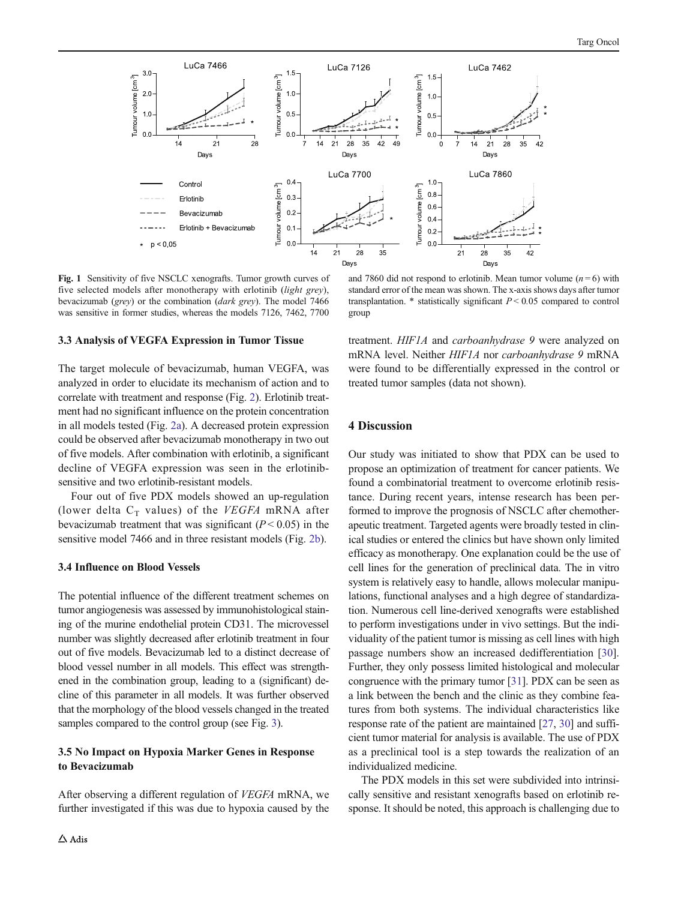**Fig. 1** Sensitivity of five NSCLC xenografts. Tumor growth curves of five selected models after monotherapy with erlotinib (*light grey*), bevacizumab (*grey*) or the combination (*dark grey*). The model 7466 was sensitive in former studies, whereas the models 7126, 7462, 7700 and 7860 did not respond to erlotinib. Mean tumor volume ($n = 6$) with standard error of the mean was shown. The x-axis shows days after tumor transplantation. * statistically significant $P < 0.05$ compared to control group

### 3.3 Analysis of VEGFA Expression in Tumor Tissue

The target molecule of bevacizumab, human VEGFA, was analyzed in order to elucidate its mechanism of action and to correlate with treatment and response (Fig. 2). Erlotinib treatment had no significant influence on the protein concentration in all models tested (Fig. 2a). A decreased protein expression could be observed after bevacizumab monotherapy in two out of five models. After combination with erlotinib, a significant decline of VEGFA expression was seen in the erlotinib-sensitive and two erlotinib-resistant models.

Four out of five PDX models showed an up-regulation (lower delta $C_T$ values) of the *VEGFA* mRNA after bevacizumab treatment that was significant ($P < 0.05$) in the sensitive model 7466 and in three resistant models (Fig. 2b).

### 3.4 Influence on Blood Vessels

The potential influence of the different treatment schemes on tumor angiogenesis was assessed by immunohistological staining of the murine endothelial protein CD31. The microvessel number was slightly decreased after erlotinib treatment in four out of five models. Bevacizumab led to a distinct decrease of blood vessel number in all models. This effect was strengthened in the combination group, leading to a (significant) decline of this parameter in all models. It was further observed that the morphology of the blood vessels changed in the treated samples compared to the control group (see Fig. 3).

### 3.5 No Impact on Hypoxia Marker Genes in Response to Bevacizumab

After observing a different regulation of *VEGFA* mRNA, we further investigated if this was due to hypoxia caused by the treatment. *HIF1A* and *carboanhydrase 9* were analyzed on mRNA level. Neither *HIF1A* nor *carboanhydrase 9* mRNA were found to be differentially expressed in the control or treated tumor samples (data not shown).

## 4 Discussion

Our study was initiated to show that PDX can be used to propose an optimization of treatment for cancer patients. We found a combinatorial treatment to overcome erlotinib resistance. During recent years, intense research has been performed to improve the prognosis of NSCLC after chemotherapeutic treatment. Targeted agents were broadly tested in clinical studies or entered the clinics but have shown only limited efficacy as monotherapy. One explanation could be the use of cell lines for the generation of preclinical data. The in vitro system is relatively easy to handle, allows molecular manipulations, functional analyses and a high degree of standardization. Numerous cell line-derived xenografts were established to perform investigations under in vivo settings. But the individuality of the patient tumor is missing as cell lines with high passage numbers show an increased dedifferentiation [30]. Further, they only possess limited histological and molecular congruence with the primary tumor [31]. PDX can be seen as a link between the bench and the clinic as they combine features from both systems. The individual characteristics like response rate of the patient are maintained [27, 30] and sufficient tumor material for analysis is available. The use of PDX as a preclinical tool is a step towards the realization of an individualized medicine.

The PDX models in this set were subdivided into intrinsically sensitive and resistant xenografts based on erlotinib response. It should be noted, this approach is challenging due to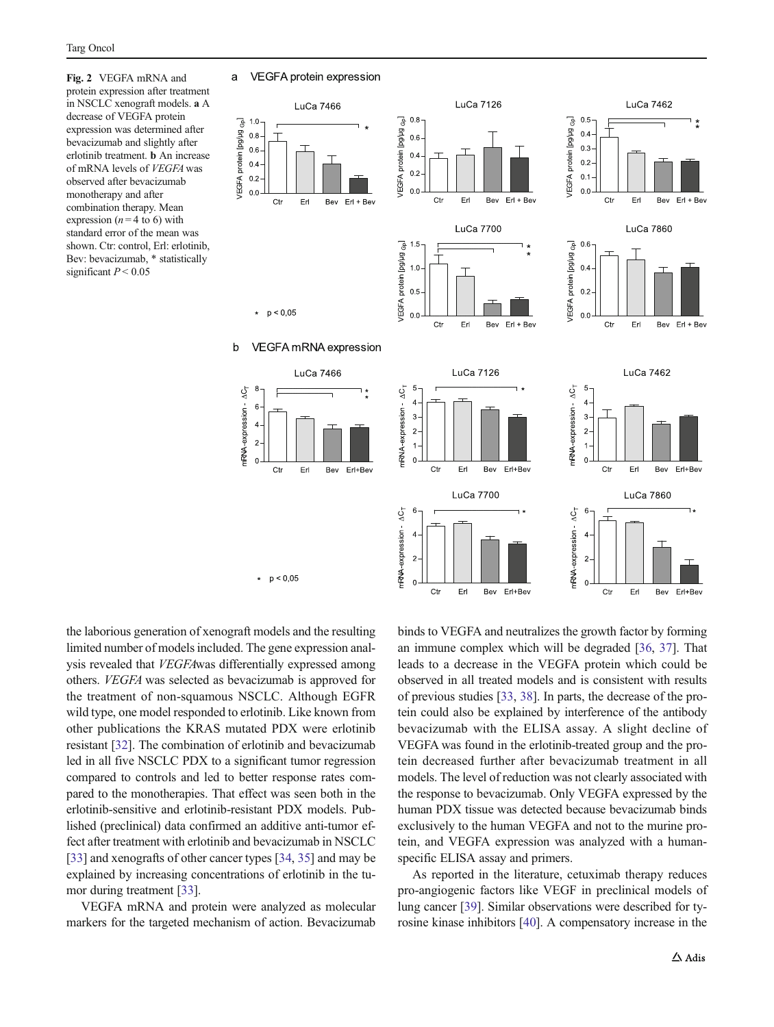**Fig. 2** VEGFA mRNA and protein expression after treatment in NSCLC xenograft models. **a** A decrease of VEGFA protein expression was determined after bevacizumab and slightly after erlotinib treatment. **b** An increase of mRNA levels of *VEGFA* was observed after bevacizumab monotherapy and after combination therapy. Mean expression ($n = 4$ to 6) with standard error of the mean was shown. Ctr: control, Erl: erlotinib, Bev: bevacizumab, * statistically significant $P < 0.05$

the laborious generation of xenograft models and the resulting limited number of models included. The gene expression analysis revealed that *VEGFA*was differentially expressed among others. *VEGFA* was selected as bevacizumab is approved for the treatment of non-squamous NSCLC. Although EGFR wild type, one model responded to erlotinib. Like known from other publications the KRAS mutated PDX were erlotinib resistant [32]. The combination of erlotinib and bevacizumab led in all five NSCLC PDX to a significant tumor regression compared to controls and led to better response rates compared to the monotherapies. That effect was seen both in the erlotinib-sensitive and erlotinib-resistant PDX models. Published (preclinical) data confirmed an additive anti-tumor effect after treatment with erlotinib and bevacizumab in NSCLC [33] and xenografts of other cancer types [34, 35] and may be explained by increasing concentrations of erlotinib in the tumor during treatment [33].

VEGFA mRNA and protein were analyzed as molecular markers for the targeted mechanism of action. Bevacizumab binds to VEGFA and neutralizes the growth factor by forming an immune complex which will be degraded [36, 37]. That leads to a decrease in the VEGFA protein which could be observed in all treated models and is consistent with results of previous studies [33, 38]. In parts, the decrease of the protein could also be explained by interference of the antibody bevacizumab with the ELISA assay. A slight decline of VEGFA was found in the erlotinib-treated group and the protein decreased further after bevacizumab treatment in all models. The level of reduction was not clearly associated with the response to bevacizumab. Only VEGFA expressed by the human PDX tissue was detected because bevacizumab binds exclusively to the human VEGFA and not to the murine protein, and VEGFA expression was analyzed with a human-specific ELISA assay and primers.

As reported in the literature, cetuximab therapy reduces pro-angiogenic factors like VEGF in preclinical models of lung cancer [39]. Similar observations were described for tyrosine kinase inhibitors [40]. A compensatory increase in the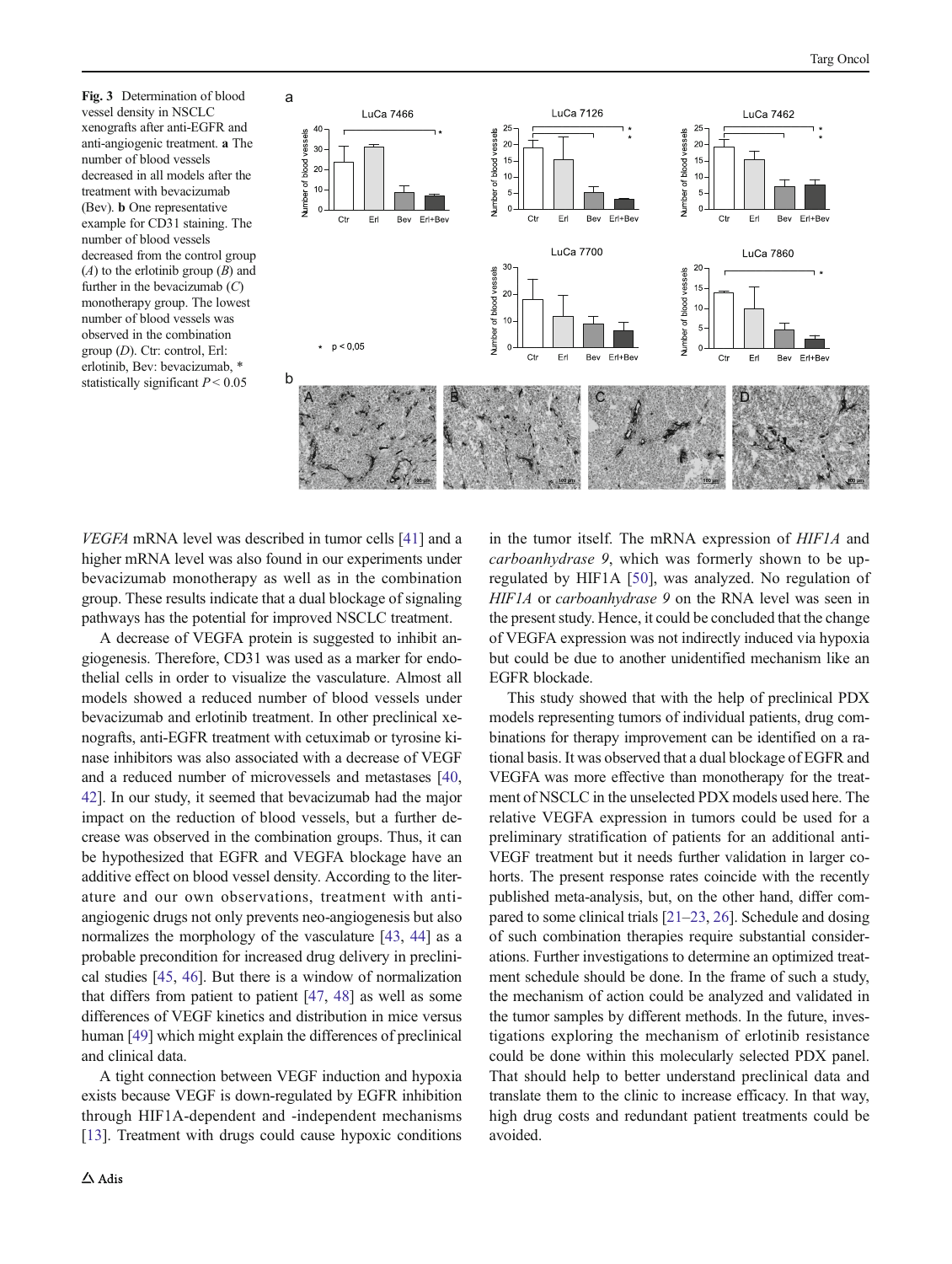**Fig. 3** Determination of blood vessel density in NSCLC xenografts after anti-EGFR and anti-angiogenic treatment. **a** The number of blood vessels decreased in all models after the treatment with bevacizumab (Bev). **b** One representative example for CD31 staining. The number of blood vessels decreased from the control group (*A*) to the erlotinib group (*B*) and further in the bevacizumab (*C*) monotherapy group. The lowest number of blood vessels was observed in the combination group (*D*). Ctr: control, Erl: erlotinib, Bev: bevacizumab, * statistically significant $P < 0.05$

*VEGFA* mRNA level was described in tumor cells [41] and a higher mRNA level was also found in our experiments under bevacizumab monotherapy as well as in the combination group. These results indicate that a dual blockage of signaling pathways has the potential for improved NSCLC treatment.

A decrease of VEGFA protein is suggested to inhibit angiogenesis. Therefore, CD31 was used as a marker for endothelial cells in order to visualize the vasculature. Almost all models showed a reduced number of blood vessels under bevacizumab and erlotinib treatment. In other preclinical xenografts, anti-EGFR treatment with cetuximab or tyrosine kinase inhibitors was also associated with a decrease of VEGF and a reduced number of microvessels and metastases [40, 42]. In our study, it seemed that bevacizumab had the major impact on the reduction of blood vessels, but a further decrease was observed in the combination groups. Thus, it can be hypothesized that EGFR and VEGFA blockage have an additive effect on blood vessel density. According to the literature and our own observations, treatment with anti-angiogenic drugs not only prevents neo-angiogenesis but also normalizes the morphology of the vasculature [43, 44] as a probable precondition for increased drug delivery in preclinical studies [45, 46]. But there is a window of normalization that differs from patient to patient [47, 48] as well as some differences of VEGF kinetics and distribution in mice versus human [49] which might explain the differences of preclinical and clinical data.

A tight connection between VEGF induction and hypoxia exists because VEGF is down-regulated by EGFR inhibition through HIF1A-dependent and -independent mechanisms [13]. Treatment with drugs could cause hypoxic conditions in the tumor itself. The mRNA expression of *HIF1A* and *carboanhydrase 9*, which was formerly shown to be up-regulated by HIF1A [50], was analyzed. No regulation of *HIF1A* or *carboanhydrase 9* on the RNA level was seen in the present study. Hence, it could be concluded that the change of VEGFA expression was not indirectly induced via hypoxia but could be due to another unidentified mechanism like an EGFR blockade.

This study showed that with the help of preclinical PDX models representing tumors of individual patients, drug combinations for therapy improvement can be identified on a rational basis. It was observed that a dual blockage of EGFR and VEGFA was more effective than monotherapy for the treatment of NSCLC in the unselected PDX models used here. The relative VEGFA expression in tumors could be used for a preliminary stratification of patients for an additional anti-VEGF treatment but it needs further validation in larger cohorts. The present response rates coincide with the recently published meta-analysis, but, on the other hand, differ compared to some clinical trials [21–23, 26]. Schedule and dosing of such combination therapies require substantial considerations. Further investigations to determine an optimized treatment schedule should be done. In the frame of such a study, the mechanism of action could be analyzed and validated in the tumor samples by different methods. In the future, investigations exploring the mechanism of erlotinib resistance could be done within this molecularly selected PDX panel. That should help to better understand preclinical data and translate them to the clinic to increase efficacy. In that way, high drug costs and redundant patient treatments could be avoided.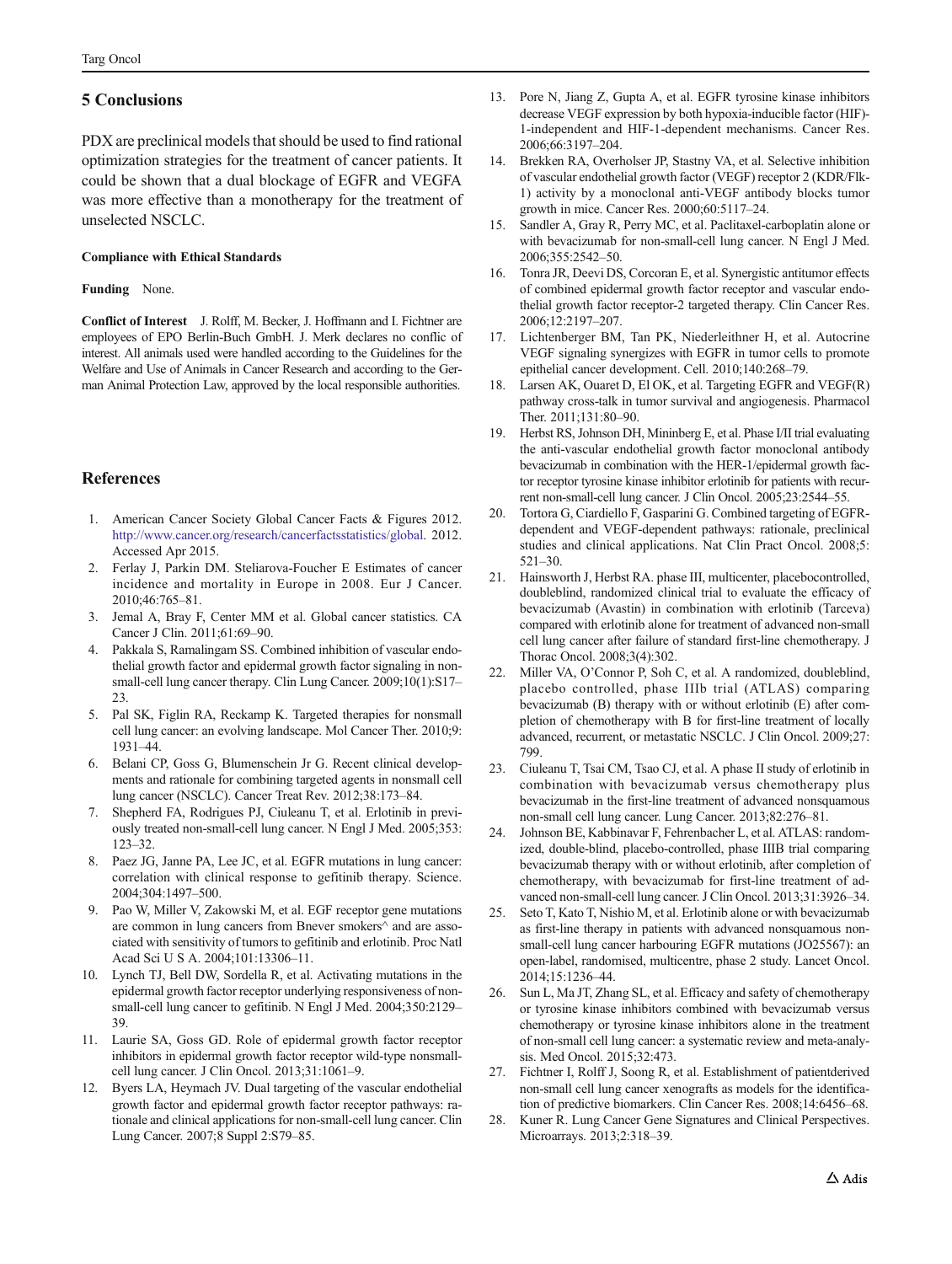## 5 Conclusions

PDX are preclinical models that should be used to find rational optimization strategies for the treatment of cancer patients. It could be shown that a dual blockage of EGFR and VEGFA was more effective than a monotherapy for the treatment of unselected NSCLC.

**Compliance with Ethical Standards**

**Funding** None.

**Conflict of Interest** J. Rolff, M. Becker, J. Hoffmann and I. Fichtner are employees of EPO Berlin-Buch GmbH. J. Merk declares no conflic of interest. All animals used were handled according to the Guidelines for the Welfare and Use of Animals in Cancer Research and according to the German Animal Protection Law, approved by the local responsible authorities.

## References

1. American Cancer Society Global Cancer Facts & Figures 2012. http://www.cancer.org/research/cancerfactsstatistics/global. 2012. Accessed Apr 2015.
2. Ferlay J, Parkin DM. Steliarova-Foucher E Estimates of cancer incidence and mortality in Europe in 2008. Eur J Cancer. 2010;46:765–81.
3. Jemal A, Bray F, Center MM et al. Global cancer statistics. CA Cancer J Clin. 2011;61:69–90.
4. Pakkala S, Ramalingam SS. Combined inhibition of vascular endothelial growth factor and epidermal growth factor signaling in non-small-cell lung cancer therapy. Clin Lung Cancer. 2009;10(1):S17–23.
5. Pal SK, Figlin RA, Reckamp K. Targeted therapies for nonsmall cell lung cancer: an evolving landscape. Mol Cancer Ther. 2010;9:1931–44.
6. Belani CP, Goss G, Blumenschein Jr G. Recent clinical developments and rationale for combining targeted agents in nonsmall cell lung cancer (NSCLC). Cancer Treat Rev. 2012;38:173–84.
7. Shepherd FA, Rodrigues PJ, Ciuleanu T, et al. Erlotinib in previously treated non-small-cell lung cancer. N Engl J Med. 2005;353:123–32.
8. Paez JG, Janne PA, Lee JC, et al. EGFR mutations in lung cancer: correlation with clinical response to gefitinib therapy. Science. 2004;304:1497–500.
9. Pao W, Miller V, Zakowski M, et al. EGF receptor gene mutations are common in lung cancers from Bnever smokers^ and are associated with sensitivity of tumors to gefitinib and erlotinib. Proc Natl Acad Sci U S A. 2004;101:13306–11.
10. Lynch TJ, Bell DW, Sordella R, et al. Activating mutations in the epidermal growth factor receptor underlying responsiveness of non-small-cell lung cancer to gefitinib. N Engl J Med. 2004;350:2129–39.
11. Laurie SA, Goss GD. Role of epidermal growth factor receptor inhibitors in epidermal growth factor receptor wild-type nonsmall-cell lung cancer. J Clin Oncol. 2013;31:1061–9.
12. Byers LA, Heymach JV. Dual targeting of the vascular endothelial growth factor and epidermal growth factor receptor pathways: rationale and clinical applications for non-small-cell lung cancer. Clin Lung Cancer. 2007;8 Suppl 2:S79–85.
13. Pore N, Jiang Z, Gupta A, et al. EGFR tyrosine kinase inhibitors decrease VEGF expression by both hypoxia-inducible factor (HIF)-1-independent and HIF-1-dependent mechanisms. Cancer Res. 2006;66:3197–204.
14. Brekken RA, Overholser JP, Stastny VA, et al. Selective inhibition of vascular endothelial growth factor (VEGF) receptor 2 (KDR/Flk-1) activity by a monoclonal anti-VEGF antibody blocks tumor growth in mice. Cancer Res. 2000;60:5117–24.
15. Sandler A, Gray R, Perry MC, et al. Paclitaxel-carboplatin alone or with bevacizumab for non-small-cell lung cancer. N Engl J Med. 2006;355:2542–50.
16. Tonra JR, Deevi DS, Corcoran E, et al. Synergistic antitumor effects of combined epidermal growth factor receptor and vascular endothelial growth factor receptor-2 targeted therapy. Clin Cancer Res. 2006;12:2197–207.
17. Lichtenberger BM, Tan PK, Niederleithner H, et al. Autocrine VEGF signaling synergizes with EGFR in tumor cells to promote epithelial cancer development. Cell. 2010;140:268–79.
18. Larsen AK, Ouaret D, El OK, et al. Targeting EGFR and VEGF(R) pathway cross-talk in tumor survival and angiogenesis. Pharmacol Ther. 2011;131:80–90.
19. Herbst RS, Johnson DH, Mininberg E, et al. Phase I/II trial evaluating the anti-vascular endothelial growth factor monoclonal antibody bevacizumab in combination with the HER-1/epidermal growth factor receptor tyrosine kinase inhibitor erlotinib for patients with recurrent non-small-cell lung cancer. J Clin Oncol. 2005;23:2544–55.
20. Tortora G, Ciardiello F, Gasparini G. Combined targeting of EGFR-dependent and VEGF-dependent pathways: rationale, preclinical studies and clinical applications. Nat Clin Pract Oncol. 2008;5:521–30.
21. Hainsworth J, Herbst RA. phase III, multicenter, placebocontrolled, doubleblind, randomized clinical trial to evaluate the efficacy of bevacizumab (Avastin) in combination with erlotinib (Tarceva) compared with erlotinib alone for treatment of advanced non-small cell lung cancer after failure of standard first-line chemotherapy. J Thorac Oncol. 2008;3(4):302.
22. Miller VA, O'Connor P, Soh C, et al. A randomized, doubleblind, placebo controlled, phase IIIb trial (ATLAS) comparing bevacizumab (B) therapy with or without erlotinib (E) after completion of chemotherapy with B for first-line treatment of locally advanced, recurrent, or metastatic NSCLC. J Clin Oncol. 2009;27:799.
23. Ciuleanu T, Tsai CM, Tsao CJ, et al. A phase II study of erlotinib in combination with bevacizumab versus chemotherapy plus bevacizumab in the first-line treatment of advanced nonsquamous non-small cell lung cancer. Lung Cancer. 2013;82:276–81.
24. Johnson BE, Kabbinavar F, Fehrenbacher L, et al. ATLAS: randomized, double-blind, placebo-controlled, phase IIIB trial comparing bevacizumab therapy with or without erlotinib, after completion of chemotherapy, with bevacizumab for first-line treatment of advanced non-small-cell lung cancer. J Clin Oncol. 2013;31:3926–34.
25. Seto T, Kato T, Nishio M, et al. Erlotinib alone or with bevacizumab as first-line therapy in patients with advanced nonsquamous non-small-cell lung cancer harbouring EGFR mutations (JO25567): an open-label, randomised, multicentre, phase 2 study. Lancet Oncol. 2014;15:1236–44.
26. Sun L, Ma JT, Zhang SL, et al. Efficacy and safety of chemotherapy or tyrosine kinase inhibitors combined with bevacizumab versus chemotherapy or tyrosine kinase inhibitors alone in the treatment of non-small cell lung cancer: a systematic review and meta-analysis. Med Oncol. 2015;32:473.
27. Fichtner I, Rolff J, Soong R, et al. Establishment of patientderived non-small cell lung cancer xenografts as models for the identification of predictive biomarkers. Clin Cancer Res. 2008;14:6456–68.
28. Kuner R. Lung Cancer Gene Signatures and Clinical Perspectives. Microarrays. 2013;2:318–39.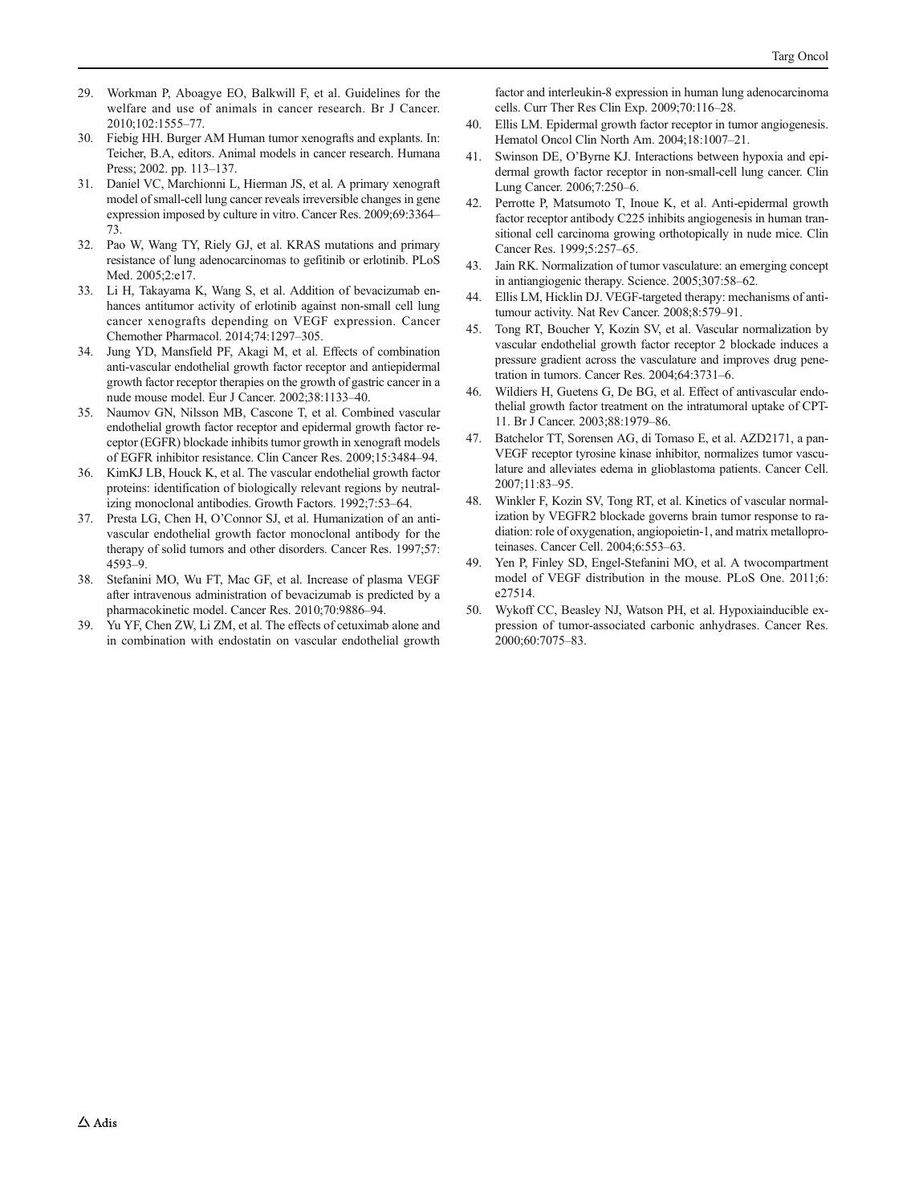29. Workman P, Aboagye EO, Balkwill F, et al. Guidelines for the welfare and use of animals in cancer research. Br J Cancer. 2010;102:1555–77.
30. Fiebig HH. Burger AM Human tumor xenografts and explants. In: Teicher, B.A, editors. Animal models in cancer research. Humana Press; 2002. pp. 113–137.
31. Daniel VC, Marchionni L, Hierman JS, et al. A primary xenograft model of small-cell lung cancer reveals irreversible changes in gene expression imposed by culture in vitro. Cancer Res. 2009;69:3364–73.
32. Pao W, Wang TY, Riely GJ, et al. KRAS mutations and primary resistance of lung adenocarcinomas to gefitinib or erlotinib. PLoS Med. 2005;2:e17.
33. Li H, Takayama K, Wang S, et al. Addition of bevacizumab enhances antitumor activity of erlotinib against non-small cell lung cancer xenografts depending on VEGF expression. Cancer Chemother Pharmacol. 2014;74:1297–305.
34. Jung YD, Mansfield PF, Akagi M, et al. Effects of combination anti-vascular endothelial growth factor receptor and antiepidermal growth factor receptor therapies on the growth of gastric cancer in a nude mouse model. Eur J Cancer. 2002;38:1133–40.
35. Naumov GN, Nilsson MB, Cascone T, et al. Combined vascular endothelial growth factor receptor and epidermal growth factor receptor (EGFR) blockade inhibits tumor growth in xenograft models of EGFR inhibitor resistance. Clin Cancer Res. 2009;15:3484–94.
36. KimKJ LB, Houck K, et al. The vascular endothelial growth factor proteins: identification of biologically relevant regions by neutralizing monoclonal antibodies. Growth Factors. 1992;7:53–64.
37. Presta LG, Chen H, O'Connor SJ, et al. Humanization of an anti-vascular endothelial growth factor monoclonal antibody for the therapy of solid tumors and other disorders. Cancer Res. 1997;57:4593–9.
38. Stefanini MO, Wu FT, Mac GF, et al. Increase of plasma VEGF after intravenous administration of bevacizumab is predicted by a pharmacokinetic model. Cancer Res. 2010;70:9886–94.
39. Yu YF, Chen ZW, Li ZM, et al. The effects of cetuximab alone and in combination with endostatin on vascular endothelial growth factor and interleukin-8 expression in human lung adenocarcinoma cells. Curr Ther Res Clin Exp. 2009;70:116–28.
40. Ellis LM. Epidermal growth factor receptor in tumor angiogenesis. Hematol Oncol Clin North Am. 2004;18:1007–21.
41. Swinson DE, O'Byrne KJ. Interactions between hypoxia and epidermal growth factor receptor in non-small-cell lung cancer. Clin Lung Cancer. 2006;7:250–6.
42. Perrotte P, Matsumoto T, Inoue K, et al. Anti-epidermal growth factor receptor antibody C225 inhibits angiogenesis in human transitional cell carcinoma growing orthotopically in nude mice. Clin Cancer Res. 1999;5:257–65.
43. Jain RK. Normalization of tumor vasculature: an emerging concept in antiangiogenic therapy. Science. 2005;307:58–62.
44. Ellis LM, Hicklin DJ. VEGF-targeted therapy: mechanisms of antitumour activity. Nat Rev Cancer. 2008;8:579–91.
45. Tong RT, Boucher Y, Kozin SV, et al. Vascular normalization by vascular endothelial growth factor receptor 2 blockade induces a pressure gradient across the vasculature and improves drug penetration in tumors. Cancer Res. 2004;64:3731–6.
46. Wildiers H, Guetens G, De BG, et al. Effect of antivascular endothelial growth factor treatment on the intratumoral uptake of CPT-11. Br J Cancer. 2003;88:1979–86.
47. Batchelor TT, Sorensen AG, di Tomaso E, et al. AZD2171, a pan-VEGF receptor tyrosine kinase inhibitor, normalizes tumor vasculature and alleviates edema in glioblastoma patients. Cancer Cell. 2007;11:83–95.
48. Winkler F, Kozin SV, Tong RT, et al. Kinetics of vascular normalization by VEGFR2 blockade governs brain tumor response to radiation: role of oxygenation, angiopoietin-1, and matrix metalloproteinases. Cancer Cell. 2004;6:553–63.
49. Yen P, Finley SD, Engel-Stefanini MO, et al. A twocompartment model of VEGF distribution in the mouse. PLoS One. 2011;6:e27514.
50. Wykoff CC, Beasley NJ, Watson PH, et al. Hypoxiainducible expression of tumor-associated carbonic anhydrases. Cancer Res. 2000;60:7075–83.